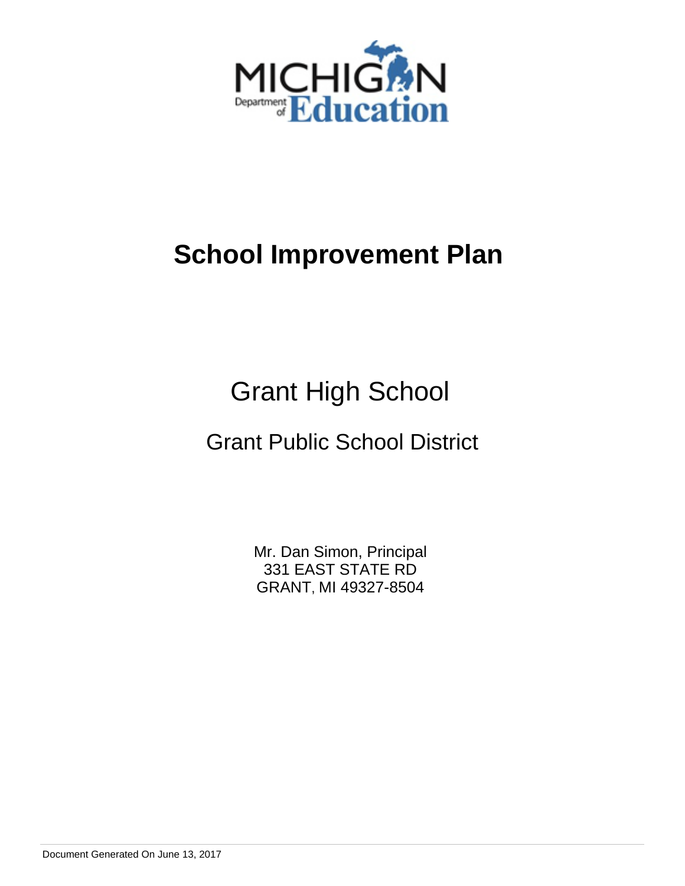# School Improvement Plan

## Grant High School

### Grant Public School District

Mr. Dan Simon, Principal
331 EAST STATE RD
GRANT, MI 49327-8504

Document Generated On June 13, 2017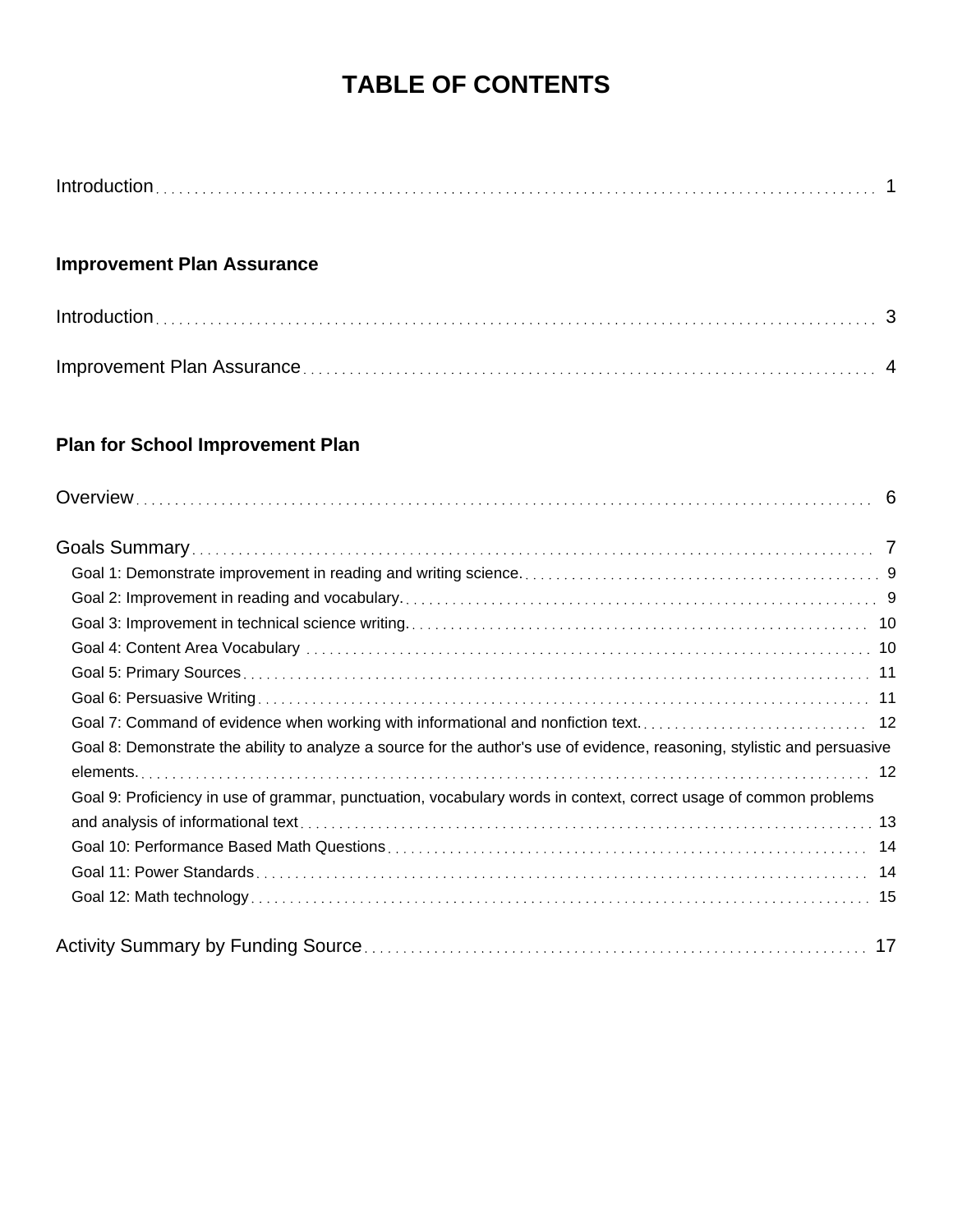# TABLE OF CONTENTS

Introduction . . . . . . . . . 1

**Improvement Plan Assurance**

Introduction . . . . . . . . . 3

Improvement Plan Assurance . . . . . . . . . 4

**Plan for School Improvement Plan**

Overview . . . . . . . . . 6

Goals Summary . . . . . . . . . 7

- Goal 1: Demonstrate improvement in reading and writing science. . . . . . . . . 9
- Goal 2: Improvement in reading and vocabulary. . . . . . . . . 9
- Goal 3: Improvement in technical science writing. . . . . . . . . 10
- Goal 4: Content Area Vocabulary . . . . . . . . . 10
- Goal 5: Primary Sources . . . . . . . . . 11
- Goal 6: Persuasive Writing . . . . . . . . . 11
- Goal 7: Command of evidence when working with informational and nonfiction text. . . . . . . . . 12
- Goal 8: Demonstrate the ability to analyze a source for the author's use of evidence, reasoning, stylistic and persuasive elements. . . . . . . . . 12
- Goal 9: Proficiency in use of grammar, punctuation, vocabulary words in context, correct usage of common problems and analysis of informational text . . . . . . . . . 13
- Goal 10: Performance Based Math Questions . . . . . . . . . 14
- Goal 11: Power Standards . . . . . . . . . 14
- Goal 12: Math technology . . . . . . . . . 15

Activity Summary by Funding Source . . . . . . . . . 17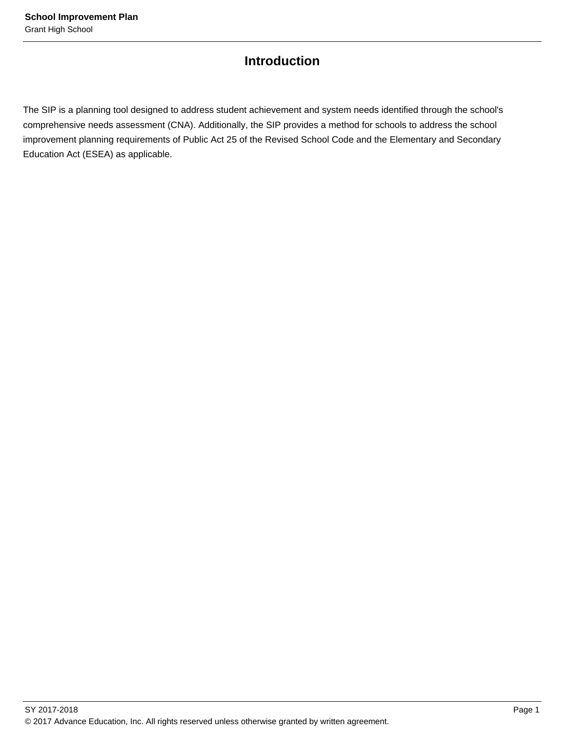# Introduction

The SIP is a planning tool designed to address student achievement and system needs identified through the school's comprehensive needs assessment (CNA). Additionally, the SIP provides a method for schools to address the school improvement planning requirements of Public Act 25 of the Revised School Code and the Elementary and Secondary Education Act (ESEA) as applicable.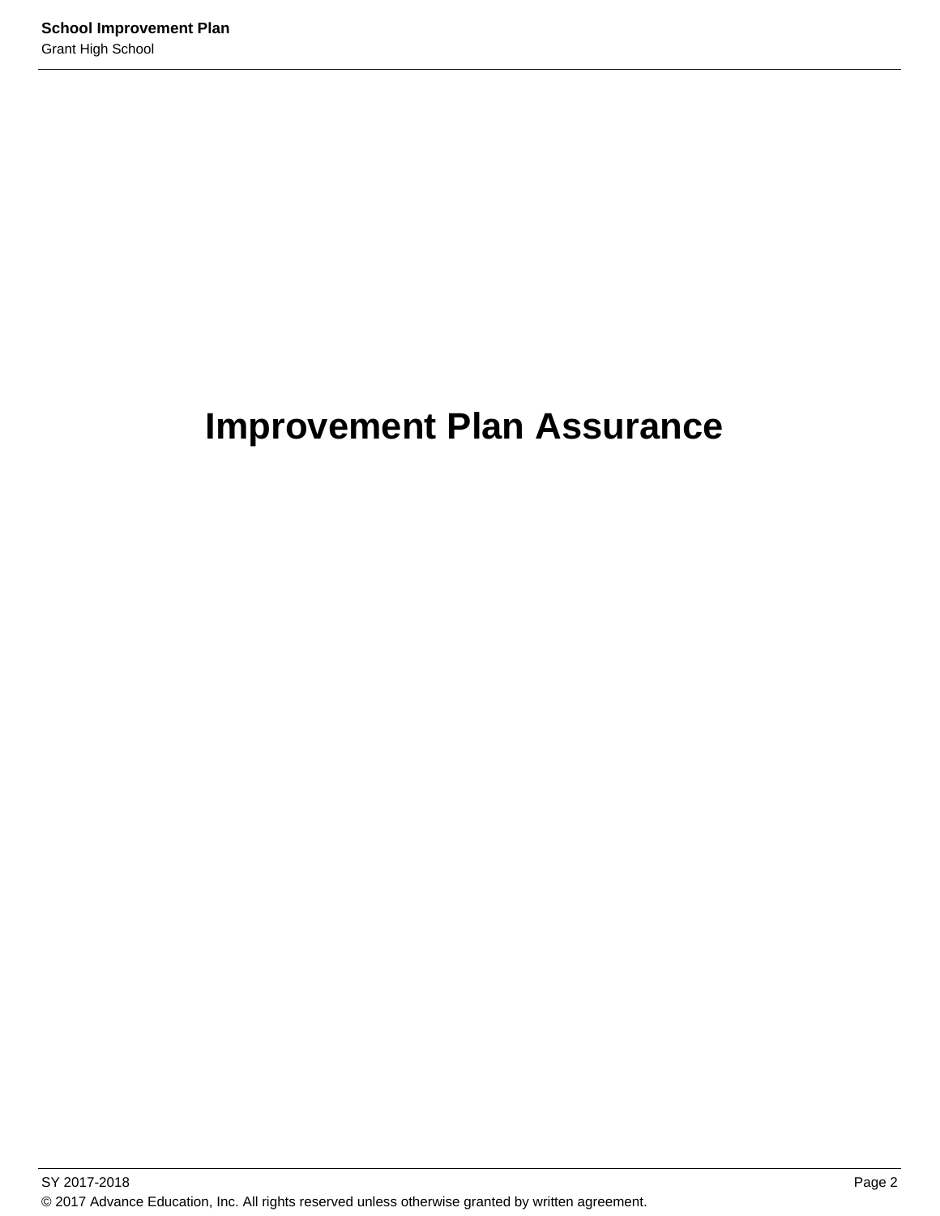# Improvement Plan Assurance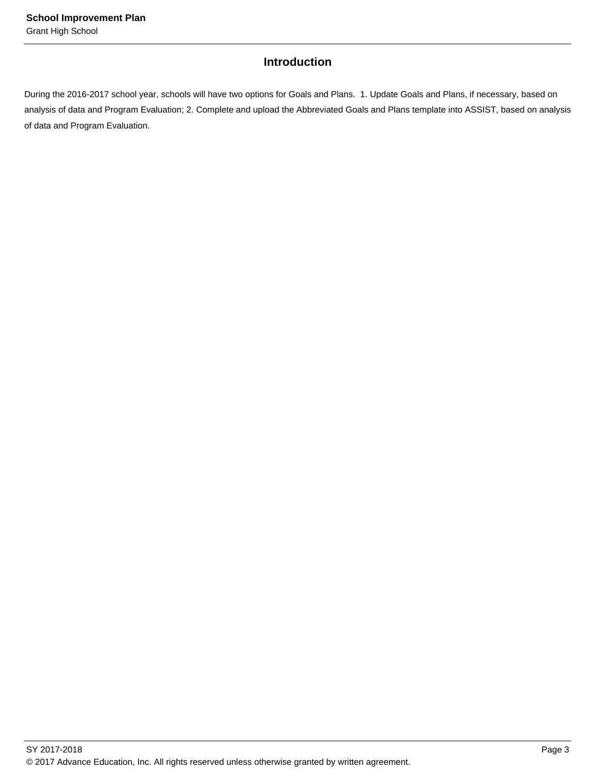# Introduction

During the 2016-2017 school year, schools will have two options for Goals and Plans. 1. Update Goals and Plans, if necessary, based on analysis of data and Program Evaluation; 2. Complete and upload the Abbreviated Goals and Plans template into ASSIST, based on analysis of data and Program Evaluation.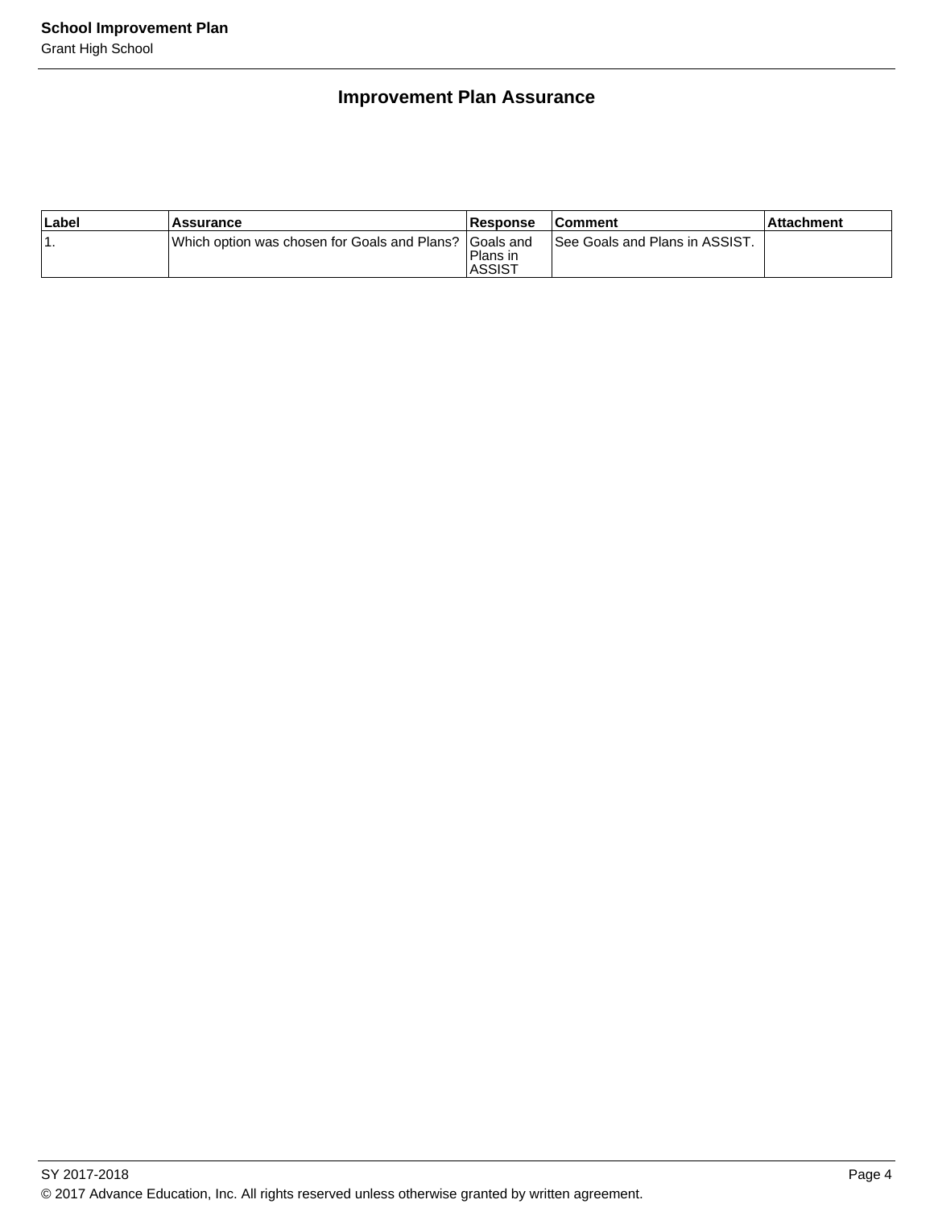# Improvement Plan Assurance

| Label | Assurance | Response | Comment | Attachment |
| --- | --- | --- | --- | --- |
| 1. | Which option was chosen for Goals and Plans? | Goals and Plans in ASSIST | See Goals and Plans in ASSIST. | |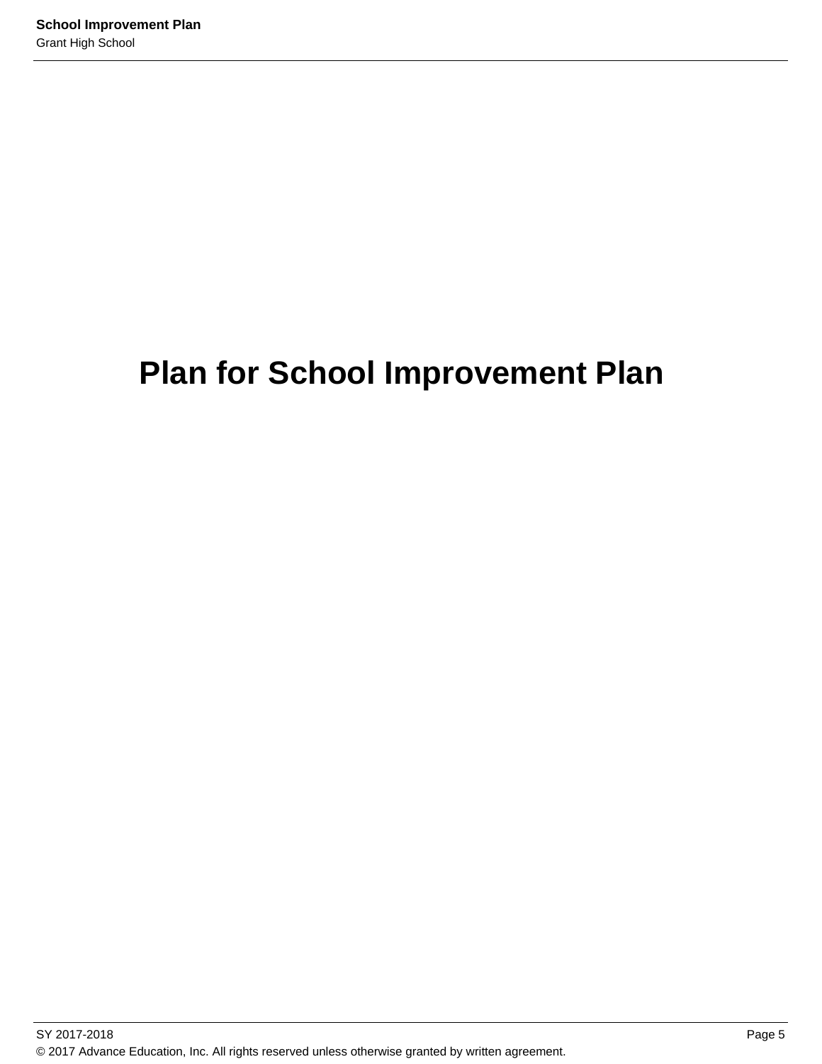# Plan for School Improvement Plan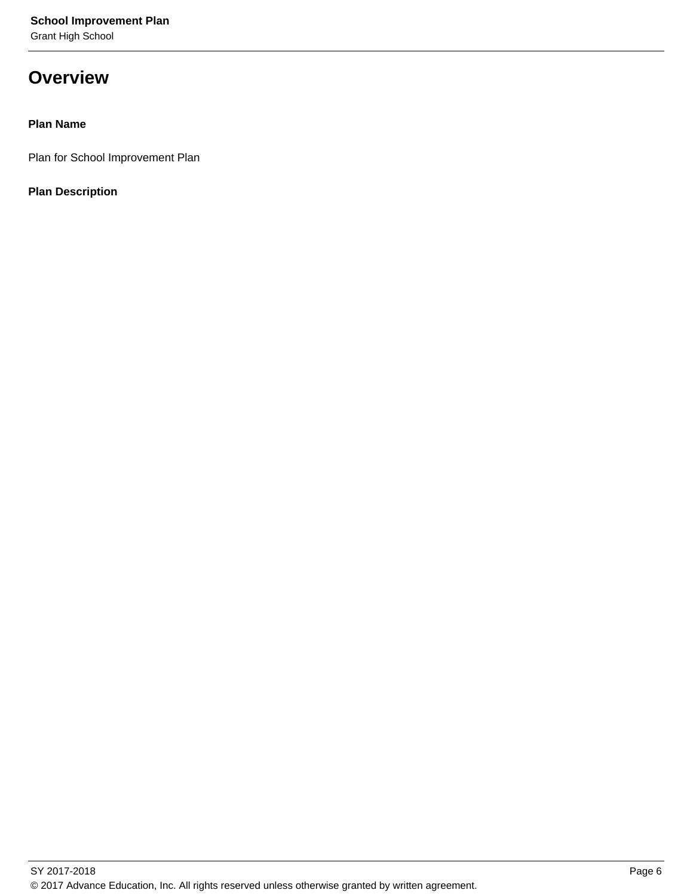# Overview

**Plan Name**

Plan for School Improvement Plan

**Plan Description**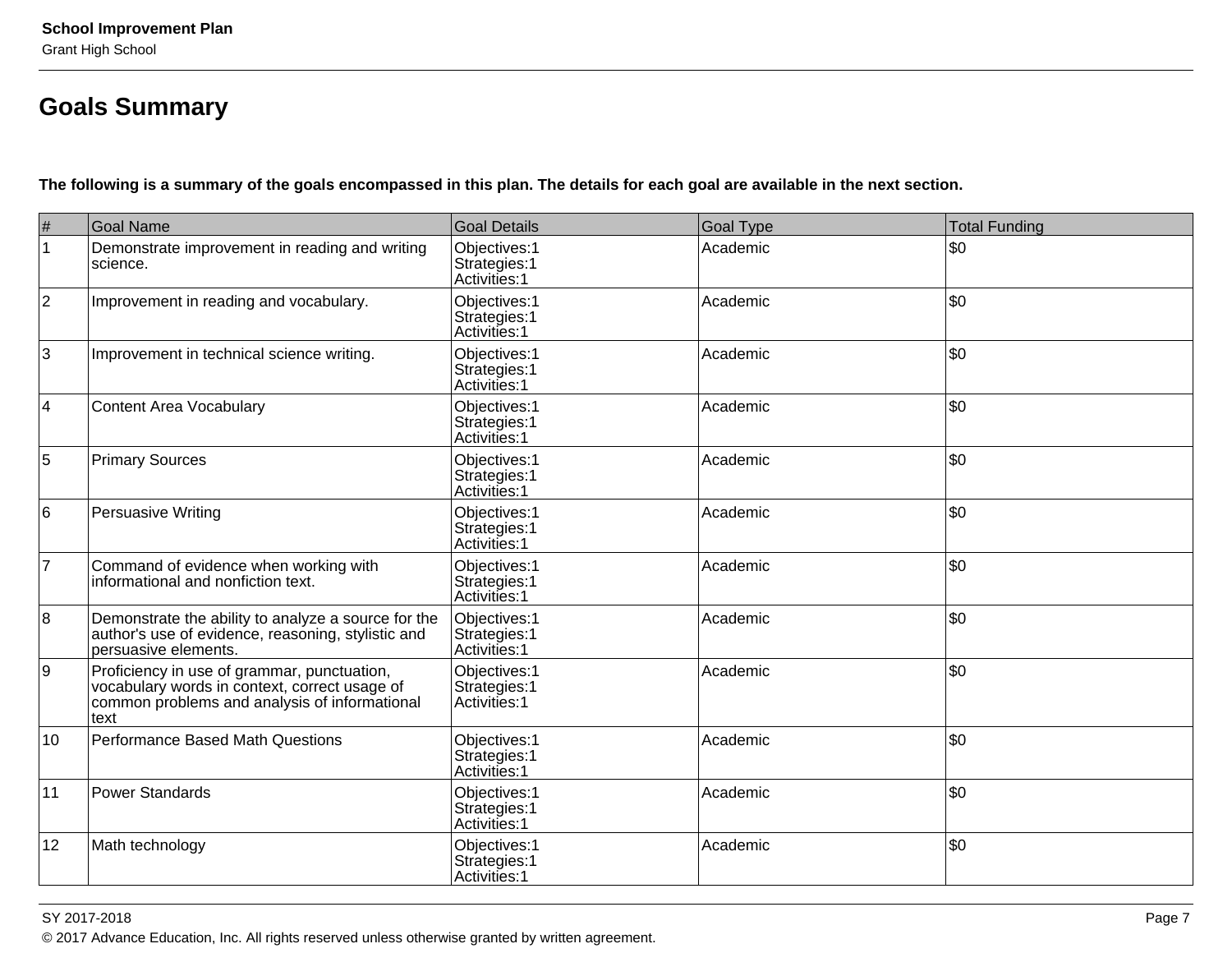## Goals Summary

**The following is a summary of the goals encompassed in this plan. The details for each goal are available in the next section.**

| # | Goal Name | Goal Details | Goal Type | Total Funding |
|---|---|---|---|---|
| 1 | Demonstrate improvement in reading and writing science. | Objectives:1<br>Strategies:1<br>Activities:1 | Academic | $0 |
| 2 | Improvement in reading and vocabulary. | Objectives:1<br>Strategies:1<br>Activities:1 | Academic | $0 |
| 3 | Improvement in technical science writing. | Objectives:1<br>Strategies:1<br>Activities:1 | Academic | $0 |
| 4 | Content Area Vocabulary | Objectives:1<br>Strategies:1<br>Activities:1 | Academic | $0 |
| 5 | Primary Sources | Objectives:1<br>Strategies:1<br>Activities:1 | Academic | $0 |
| 6 | Persuasive Writing | Objectives:1<br>Strategies:1<br>Activities:1 | Academic | $0 |
| 7 | Command of evidence when working with informational and nonfiction text. | Objectives:1<br>Strategies:1<br>Activities:1 | Academic | $0 |
| 8 | Demonstrate the ability to analyze a source for the author's use of evidence, reasoning, stylistic and persuasive elements. | Objectives:1<br>Strategies:1<br>Activities:1 | Academic | $0 |
| 9 | Proficiency in use of grammar, punctuation, vocabulary words in context, correct usage of common problems and analysis of informational text | Objectives:1<br>Strategies:1<br>Activities:1 | Academic | $0 |
| 10 | Performance Based Math Questions | Objectives:1<br>Strategies:1<br>Activities:1 | Academic | $0 |
| 11 | Power Standards | Objectives:1<br>Strategies:1<br>Activities:1 | Academic | $0 |
| 12 | Math technology | Objectives:1<br>Strategies:1<br>Activities:1 | Academic | $0 |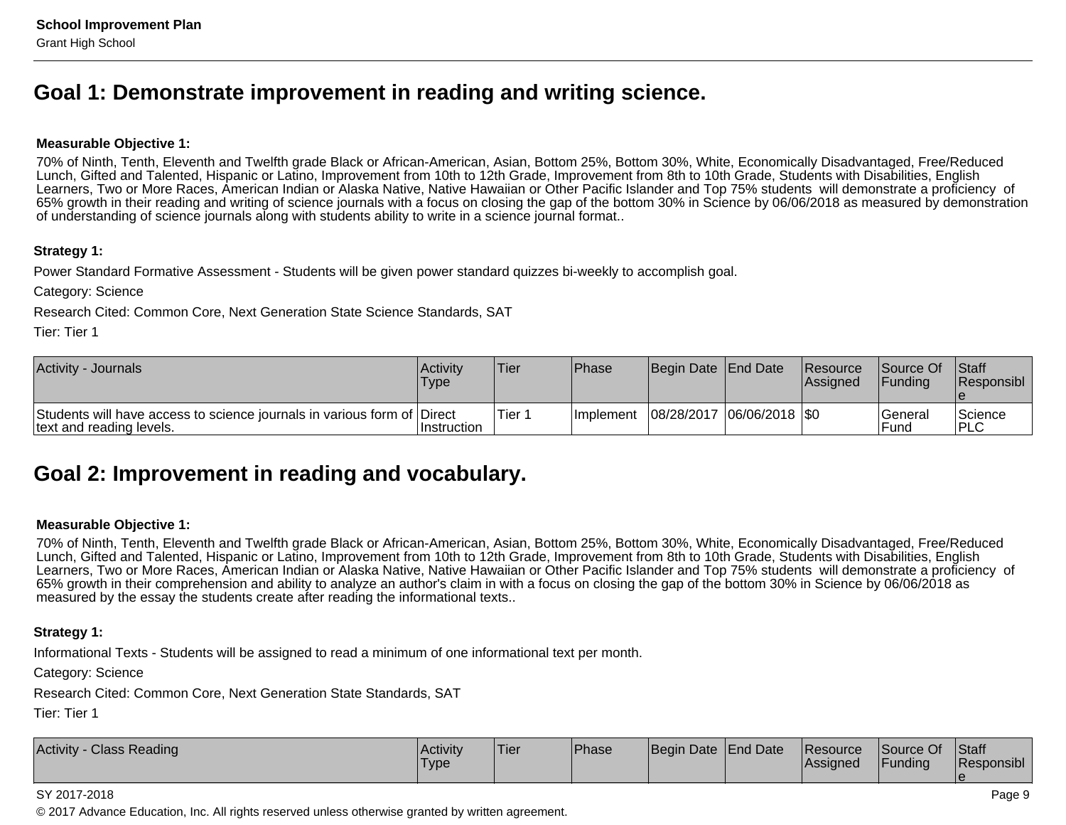## Goal 1: Demonstrate improvement in reading and writing science.

**Measurable Objective 1:**

70% of Ninth, Tenth, Eleventh and Twelfth grade Black or African-American, Asian, Bottom 25%, Bottom 30%, White, Economically Disadvantaged, Free/Reduced Lunch, Gifted and Talented, Hispanic or Latino, Improvement from 10th to 12th Grade, Improvement from 8th to 10th Grade, Students with Disabilities, English Learners, Two or More Races, American Indian or Alaska Native, Native Hawaiian or Other Pacific Islander and Top 75% students will demonstrate a proficiency of 65% growth in their reading and writing of science journals with a focus on closing the gap of the bottom 30% in Science by 06/06/2018 as measured by demonstration of understanding of science journals along with students ability to write in a science journal format..

**Strategy 1:**

Power Standard Formative Assessment - Students will be given power standard quizzes bi-weekly to accomplish goal.

Category: Science

Research Cited: Common Core, Next Generation State Science Standards, SAT

Tier: Tier 1

| Activity - Journals | Activity Type | Tier | Phase | Begin Date | End Date | Resource Assigned | Source Of Funding | Staff Responsible |
|---|---|---|---|---|---|---|---|---|
| Students will have access to science journals in various form of text and reading levels. | Direct Instruction | Tier 1 | Implement | 08/28/2017 | 06/06/2018 | $0 | General Fund | Science PLC |

## Goal 2: Improvement in reading and vocabulary.

**Measurable Objective 1:**

70% of Ninth, Tenth, Eleventh and Twelfth grade Black or African-American, Asian, Bottom 25%, Bottom 30%, White, Economically Disadvantaged, Free/Reduced Lunch, Gifted and Talented, Hispanic or Latino, Improvement from 10th to 12th Grade, Improvement from 8th to 10th Grade, Students with Disabilities, English Learners, Two or More Races, American Indian or Alaska Native, Native Hawaiian or Other Pacific Islander and Top 75% students will demonstrate a proficiency of 65% growth in their comprehension and ability to analyze an author's claim in with a focus on closing the gap of the bottom 30% in Science by 06/06/2018 as measured by the essay the students create after reading the informational texts..

**Strategy 1:**

Informational Texts - Students will be assigned to read a minimum of one informational text per month.

Category: Science

Research Cited: Common Core, Next Generation State Standards, SAT

Tier: Tier 1

| Activity - Class Reading | Activity Type | Tier | Phase | Begin Date | End Date | Resource Assigned | Source Of Funding | Staff Responsible |
|---|---|---|---|---|---|---|---|---|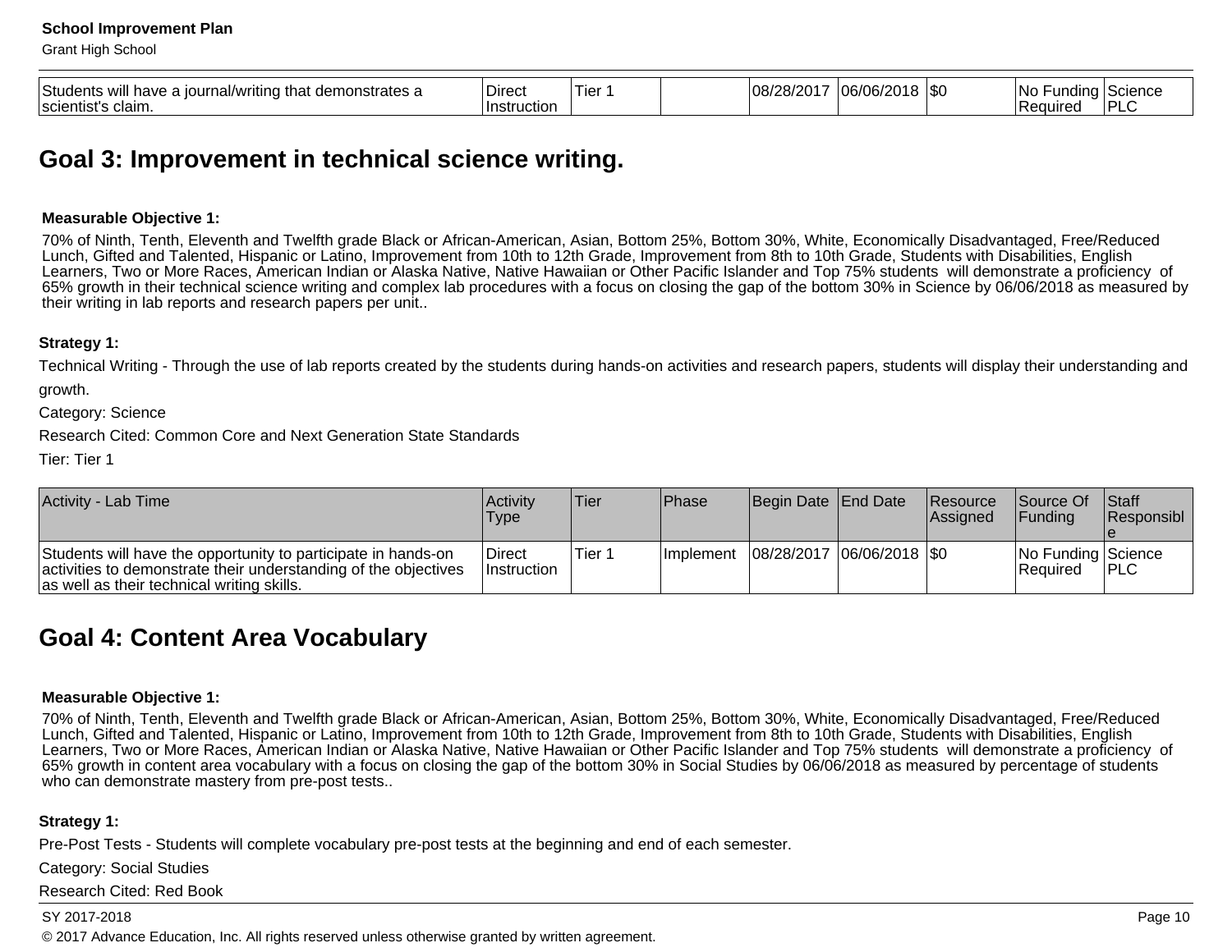| Students will have a journal/writing that demonstrates a scientist's claim. | Direct Instruction | Tier 1 | | 08/28/2017 | 06/06/2018 | $0 | No Funding Required | Science PLC |
|---|---|---|---|---|---|---|---|---|

## Goal 3: Improvement in technical science writing.

**Measurable Objective 1:**

70% of Ninth, Tenth, Eleventh and Twelfth grade Black or African-American, Asian, Bottom 25%, Bottom 30%, White, Economically Disadvantaged, Free/Reduced Lunch, Gifted and Talented, Hispanic or Latino, Improvement from 10th to 12th Grade, Improvement from 8th to 10th Grade, Students with Disabilities, English Learners, Two or More Races, American Indian or Alaska Native, Native Hawaiian or Other Pacific Islander and Top 75% students will demonstrate a proficiency of 65% growth in their technical science writing and complex lab procedures with a focus on closing the gap of the bottom 30% in Science by 06/06/2018 as measured by their writing in lab reports and research papers per unit..

**Strategy 1:**

Technical Writing - Through the use of lab reports created by the students during hands-on activities and research papers, students will display their understanding and growth.

Category: Science

Research Cited: Common Core and Next Generation State Standards

Tier: Tier 1

| Activity - Lab Time | Activity Type | Tier | Phase | Begin Date | End Date | Resource Assigned | Source Of Funding | Staff Responsible |
|---|---|---|---|---|---|---|---|---|
| Students will have the opportunity to participate in hands-on activities to demonstrate their understanding of the objectives as well as their technical writing skills. | Direct Instruction | Tier 1 | Implement | 08/28/2017 | 06/06/2018 | $0 | No Funding Required | Science PLC |

## Goal 4: Content Area Vocabulary

**Measurable Objective 1:**

70% of Ninth, Tenth, Eleventh and Twelfth grade Black or African-American, Asian, Bottom 25%, Bottom 30%, White, Economically Disadvantaged, Free/Reduced Lunch, Gifted and Talented, Hispanic or Latino, Improvement from 10th to 12th Grade, Improvement from 8th to 10th Grade, Students with Disabilities, English Learners, Two or More Races, American Indian or Alaska Native, Native Hawaiian or Other Pacific Islander and Top 75% students will demonstrate a proficiency of 65% growth in content area vocabulary with a focus on closing the gap of the bottom 30% in Social Studies by 06/06/2018 as measured by percentage of students who can demonstrate mastery from pre-post tests..

**Strategy 1:**

Pre-Post Tests - Students will complete vocabulary pre-post tests at the beginning and end of each semester.

Category: Social Studies

Research Cited: Red Book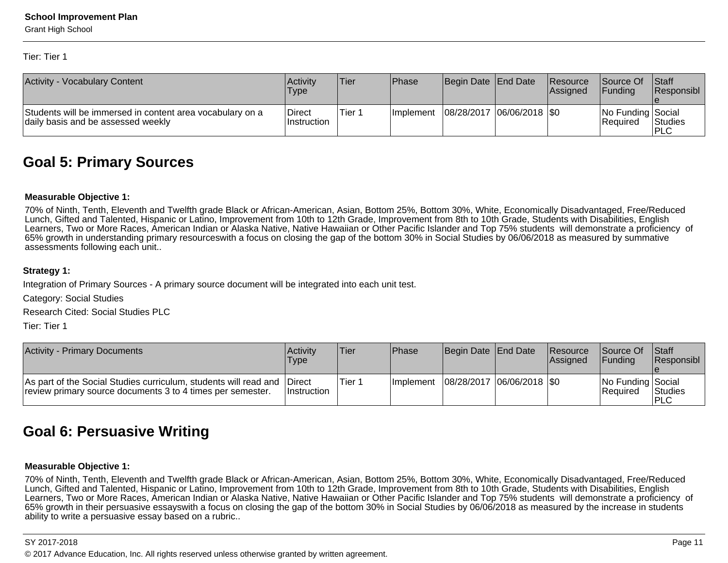Tier: Tier 1

| Activity - Vocabulary Content | Activity Type | Tier | Phase | Begin Date | End Date | Resource Assigned | Source Of Funding | Staff Responsible |
|---|---|---|---|---|---|---|---|---|
| Students will be immersed in content area vocabulary on a daily basis and be assessed weekly | Direct Instruction | Tier 1 | Implement | 08/28/2017 | 06/06/2018 | $0 | No Funding Required | Social Studies PLC |

## Goal 5: Primary Sources

**Measurable Objective 1:**

70% of Ninth, Tenth, Eleventh and Twelfth grade Black or African-American, Asian, Bottom 25%, Bottom 30%, White, Economically Disadvantaged, Free/Reduced Lunch, Gifted and Talented, Hispanic or Latino, Improvement from 10th to 12th Grade, Improvement from 8th to 10th Grade, Students with Disabilities, English Learners, Two or More Races, American Indian or Alaska Native, Native Hawaiian or Other Pacific Islander and Top 75% students will demonstrate a proficiency of 65% growth in understanding primary resourceswith a focus on closing the gap of the bottom 30% in Social Studies by 06/06/2018 as measured by summative assessments following each unit..

**Strategy 1:**

Integration of Primary Sources - A primary source document will be integrated into each unit test.

Category: Social Studies

Research Cited: Social Studies PLC

Tier: Tier 1

| Activity - Primary Documents | Activity Type | Tier | Phase | Begin Date | End Date | Resource Assigned | Source Of Funding | Staff Responsible |
|---|---|---|---|---|---|---|---|---|
| As part of the Social Studies curriculum, students will read and review primary source documents 3 to 4 times per semester. | Direct Instruction | Tier 1 | Implement | 08/28/2017 | 06/06/2018 | $0 | No Funding Required | Social Studies PLC |

## Goal 6: Persuasive Writing

**Measurable Objective 1:**

70% of Ninth, Tenth, Eleventh and Twelfth grade Black or African-American, Asian, Bottom 25%, Bottom 30%, White, Economically Disadvantaged, Free/Reduced Lunch, Gifted and Talented, Hispanic or Latino, Improvement from 10th to 12th Grade, Improvement from 8th to 10th Grade, Students with Disabilities, English Learners, Two or More Races, American Indian or Alaska Native, Native Hawaiian or Other Pacific Islander and Top 75% students will demonstrate a proficiency of 65% growth in their persuasive essayswith a focus on closing the gap of the bottom 30% in Social Studies by 06/06/2018 as measured by the increase in students ability to write a persuasive essay based on a rubric..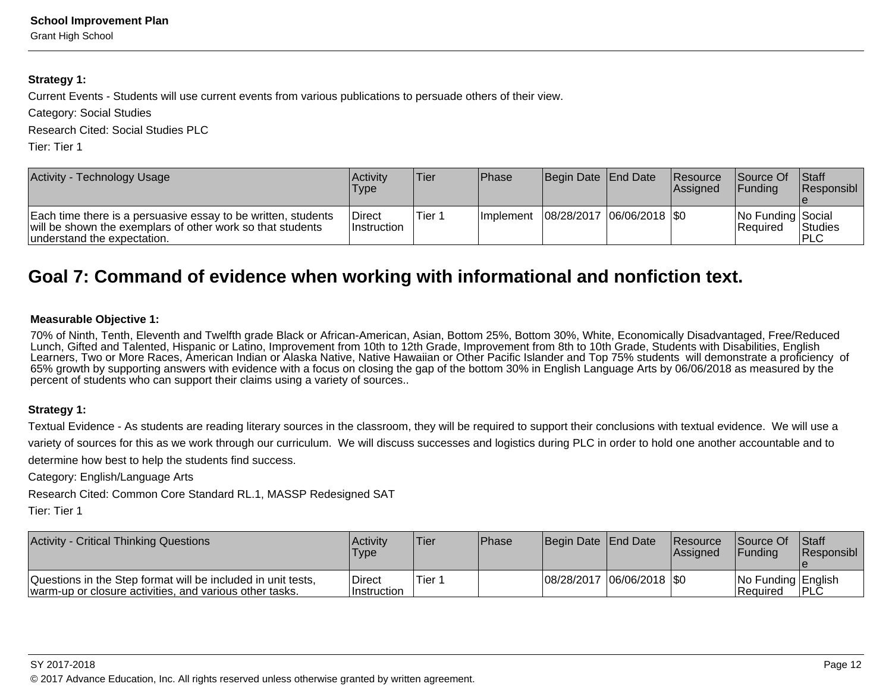**Strategy 1:**

Current Events - Students will use current events from various publications to persuade others of their view.

Category: Social Studies

Research Cited: Social Studies PLC

Tier: Tier 1

| Activity - Technology Usage | Activity Type | Tier | Phase | Begin Date | End Date | Resource Assigned | Source Of Funding | Staff Responsible |
|---|---|---|---|---|---|---|---|---|
| Each time there is a persuasive essay to be written, students will be shown the exemplars of other work so that students understand the expectation. | Direct Instruction | Tier 1 | Implement | 08/28/2017 | 06/06/2018 | $0 | No Funding Required | Social Studies PLC |

## Goal 7: Command of evidence when working with informational and nonfiction text.

**Measurable Objective 1:**

70% of Ninth, Tenth, Eleventh and Twelfth grade Black or African-American, Asian, Bottom 25%, Bottom 30%, White, Economically Disadvantaged, Free/Reduced Lunch, Gifted and Talented, Hispanic or Latino, Improvement from 10th to 12th Grade, Improvement from 8th to 10th Grade, Students with Disabilities, English Learners, Two or More Races, American Indian or Alaska Native, Native Hawaiian or Other Pacific Islander and Top 75% students will demonstrate a proficiency of 65% growth by supporting answers with evidence with a focus on closing the gap of the bottom 30% in English Language Arts by 06/06/2018 as measured by the percent of students who can support their claims using a variety of sources..

**Strategy 1:**

Textual Evidence - As students are reading literary sources in the classroom, they will be required to support their conclusions with textual evidence. We will use a variety of sources for this as we work through our curriculum. We will discuss successes and logistics during PLC in order to hold one another accountable and to determine how best to help the students find success.

Category: English/Language Arts

Research Cited: Common Core Standard RL.1, MASSP Redesigned SAT

Tier: Tier 1

| Activity - Critical Thinking Questions | Activity Type | Tier | Phase | Begin Date | End Date | Resource Assigned | Source Of Funding | Staff Responsible |
|---|---|---|---|---|---|---|---|---|
| Questions in the Step format will be included in unit tests, warm-up or closure activities, and various other tasks. | Direct Instruction | Tier 1 | | 08/28/2017 | 06/06/2018 | $0 | No Funding Required | English PLC |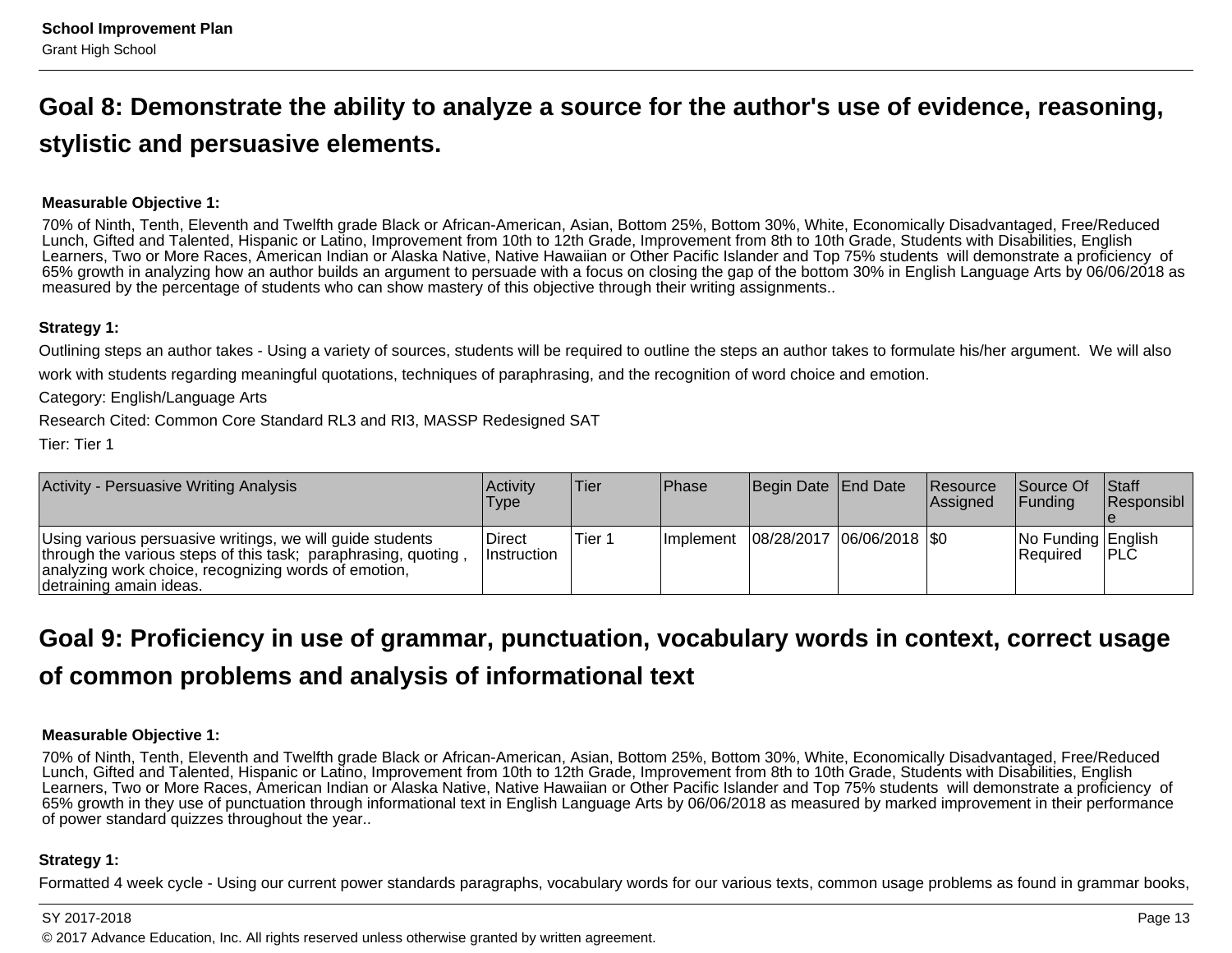## Goal 8: Demonstrate the ability to analyze a source for the author's use of evidence, reasoning, stylistic and persuasive elements.

**Measurable Objective 1:**

70% of Ninth, Tenth, Eleventh and Twelfth grade Black or African-American, Asian, Bottom 25%, Bottom 30%, White, Economically Disadvantaged, Free/Reduced Lunch, Gifted and Talented, Hispanic or Latino, Improvement from 10th to 12th Grade, Improvement from 8th to 10th Grade, Students with Disabilities, English Learners, Two or More Races, American Indian or Alaska Native, Native Hawaiian or Other Pacific Islander and Top 75% students will demonstrate a proficiency of 65% growth in analyzing how an author builds an argument to persuade with a focus on closing the gap of the bottom 30% in English Language Arts by 06/06/2018 as measured by the percentage of students who can show mastery of this objective through their writing assignments..

**Strategy 1:**

Outlining steps an author takes - Using a variety of sources, students will be required to outline the steps an author takes to formulate his/her argument. We will also work with students regarding meaningful quotations, techniques of paraphrasing, and the recognition of word choice and emotion.

Category: English/Language Arts

Research Cited: Common Core Standard RL3 and RI3, MASSP Redesigned SAT

Tier: Tier 1

| Activity - Persuasive Writing Analysis | Activity Type | Tier | Phase | Begin Date | End Date | Resource Assigned | Source Of Funding | Staff Responsible |
|---|---|---|---|---|---|---|---|---|
| Using various persuasive writings, we will guide students through the various steps of this task; paraphrasing, quoting , analyzing work choice, recognizing words of emotion, detraining amain ideas. | Direct Instruction | Tier 1 | Implement | 08/28/2017 | 06/06/2018 | $0 | No Funding Required | English PLC |

## Goal 9: Proficiency in use of grammar, punctuation, vocabulary words in context, correct usage of common problems and analysis of informational text

**Measurable Objective 1:**

70% of Ninth, Tenth, Eleventh and Twelfth grade Black or African-American, Asian, Bottom 25%, Bottom 30%, White, Economically Disadvantaged, Free/Reduced Lunch, Gifted and Talented, Hispanic or Latino, Improvement from 10th to 12th Grade, Improvement from 8th to 10th Grade, Students with Disabilities, English Learners, Two or More Races, American Indian or Alaska Native, Native Hawaiian or Other Pacific Islander and Top 75% students will demonstrate a proficiency of 65% growth in they use of punctuation through informational text in English Language Arts by 06/06/2018 as measured by marked improvement in their performance of power standard quizzes throughout the year..

**Strategy 1:**

Formatted 4 week cycle - Using our current power standards paragraphs, vocabulary words for our various texts, common usage problems as found in grammar books,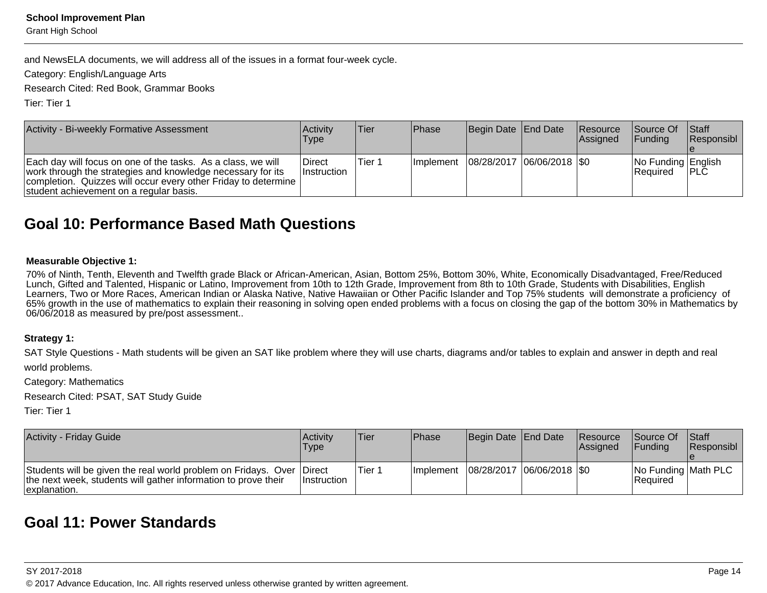and NewsELA documents, we will address all of the issues in a format four-week cycle.

Category: English/Language Arts

Research Cited: Red Book, Grammar Books

Tier: Tier 1

| Activity - Bi-weekly Formative Assessment | Activity Type | Tier | Phase | Begin Date | End Date | Resource Assigned | Source Of Funding | Staff Responsible |
|---|---|---|---|---|---|---|---|---|
| Each day will focus on one of the tasks. As a class, we will work through the strategies and knowledge necessary for its completion. Quizzes will occur every other Friday to determine student achievement on a regular basis. | Direct Instruction | Tier 1 | Implement | 08/28/2017 | 06/06/2018 | $0 | No Funding Required | English PLC |

## Goal 10: Performance Based Math Questions

**Measurable Objective 1:**

70% of Ninth, Tenth, Eleventh and Twelfth grade Black or African-American, Asian, Bottom 25%, Bottom 30%, White, Economically Disadvantaged, Free/Reduced Lunch, Gifted and Talented, Hispanic or Latino, Improvement from 10th to 12th Grade, Improvement from 8th to 10th Grade, Students with Disabilities, English Learners, Two or More Races, American Indian or Alaska Native, Native Hawaiian or Other Pacific Islander and Top 75% students will demonstrate a proficiency of 65% growth in the use of mathematics to explain their reasoning in solving open ended problems with a focus on closing the gap of the bottom 30% in Mathematics by 06/06/2018 as measured by pre/post assessment..

**Strategy 1:**

SAT Style Questions - Math students will be given an SAT like problem where they will use charts, diagrams and/or tables to explain and answer in depth and real world problems.

Category: Mathematics

Research Cited: PSAT, SAT Study Guide

Tier: Tier 1

| Activity - Friday Guide | Activity Type | Tier | Phase | Begin Date | End Date | Resource Assigned | Source Of Funding | Staff Responsible |
|---|---|---|---|---|---|---|---|---|
| Students will be given the real world problem on Fridays. Over the next week, students will gather information to prove their explanation. | Direct Instruction | Tier 1 | Implement | 08/28/2017 | 06/06/2018 | $0 | No Funding Required | Math PLC |

## Goal 11: Power Standards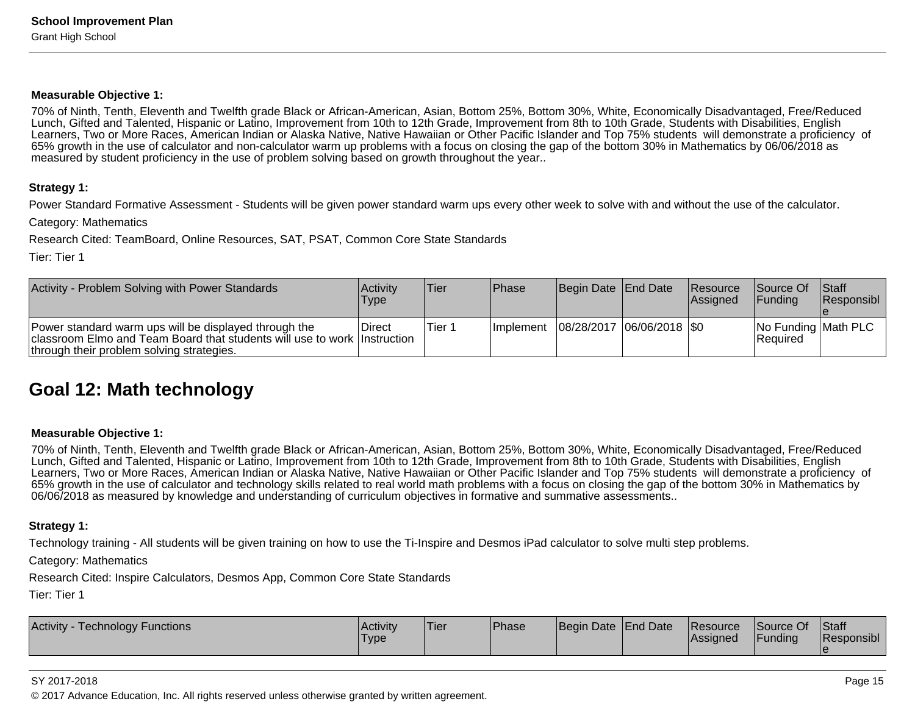**Measurable Objective 1:**

70% of Ninth, Tenth, Eleventh and Twelfth grade Black or African-American, Asian, Bottom 25%, Bottom 30%, White, Economically Disadvantaged, Free/Reduced Lunch, Gifted and Talented, Hispanic or Latino, Improvement from 10th to 12th Grade, Improvement from 8th to 10th Grade, Students with Disabilities, English Learners, Two or More Races, American Indian or Alaska Native, Native Hawaiian or Other Pacific Islander and Top 75% students will demonstrate a proficiency of 65% growth in the use of calculator and non-calculator warm up problems with a focus on closing the gap of the bottom 30% in Mathematics by 06/06/2018 as measured by student proficiency in the use of problem solving based on growth throughout the year..

**Strategy 1:**

Power Standard Formative Assessment - Students will be given power standard warm ups every other week to solve with and without the use of the calculator.

Category: Mathematics

Research Cited: TeamBoard, Online Resources, SAT, PSAT, Common Core State Standards

Tier: Tier 1

| Activity - Problem Solving with Power Standards | Activity Type | Tier | Phase | Begin Date | End Date | Resource Assigned | Source Of Funding | Staff Responsible |
|---|---|---|---|---|---|---|---|---|
| Power standard warm ups will be displayed through the classroom Elmo and Team Board that students will use to work through their problem solving strategies. | Direct Instruction | Tier 1 | Implement | 08/28/2017 | 06/06/2018 | $0 | No Funding Required | Math PLC |

## Goal 12: Math technology

**Measurable Objective 1:**

70% of Ninth, Tenth, Eleventh and Twelfth grade Black or African-American, Asian, Bottom 25%, Bottom 30%, White, Economically Disadvantaged, Free/Reduced Lunch, Gifted and Talented, Hispanic or Latino, Improvement from 10th to 12th Grade, Improvement from 8th to 10th Grade, Students with Disabilities, English Learners, Two or More Races, American Indian or Alaska Native, Native Hawaiian or Other Pacific Islander and Top 75% students will demonstrate a proficiency of 65% growth in the use of calculator and technology skills related to real world math problems with a focus on closing the gap of the bottom 30% in Mathematics by 06/06/2018 as measured by knowledge and understanding of curriculum objectives in formative and summative assessments..

**Strategy 1:**

Technology training - All students will be given training on how to use the Ti-Inspire and Desmos iPad calculator to solve multi step problems.

Category: Mathematics

Research Cited: Inspire Calculators, Desmos App, Common Core State Standards

Tier: Tier 1

| Activity - Technology Functions | Activity Type | Tier | Phase | Begin Date | End Date | Resource Assigned | Source Of Funding | Staff Responsible |
|---|---|---|---|---|---|---|---|---|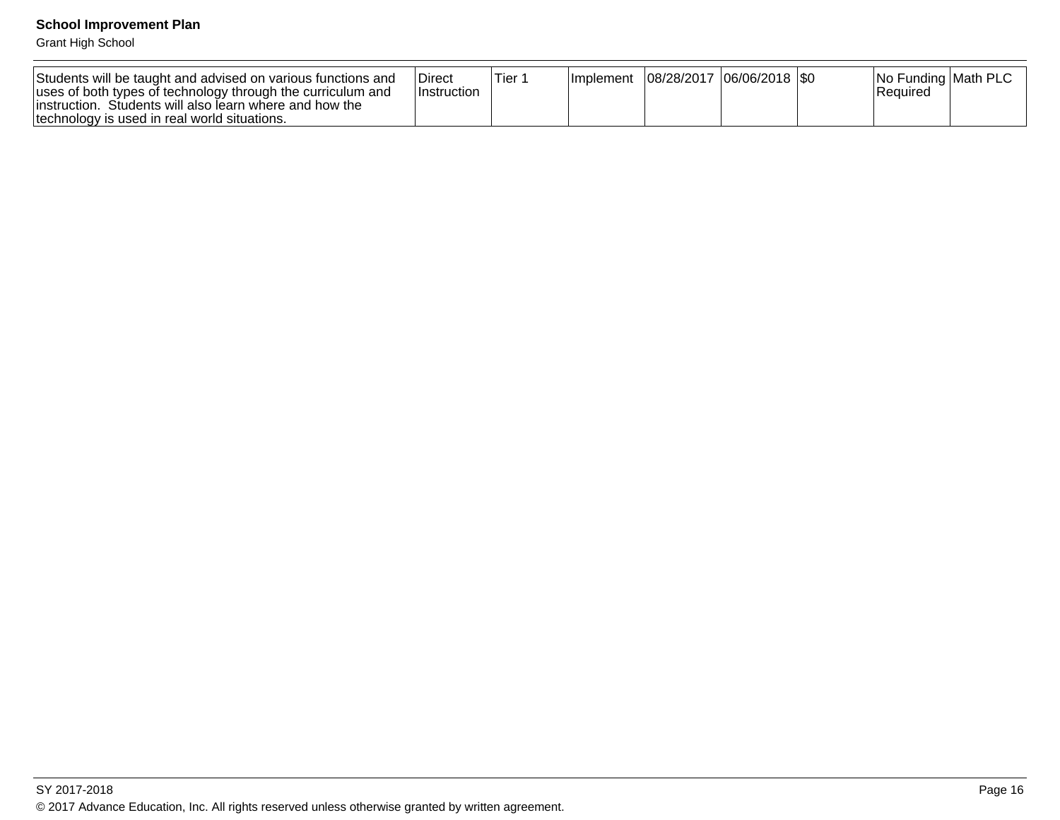| | | | | | | | | |
|---|---|---|---|---|---|---|---|---|
| Students will be taught and advised on various functions and uses of both types of technology through the curriculum and instruction.  Students will also learn where and how the technology is used in real world situations. | Direct Instruction | Tier 1 | Implement | 08/28/2017 | 06/06/2018 | $0 | No Funding Required | Math PLC |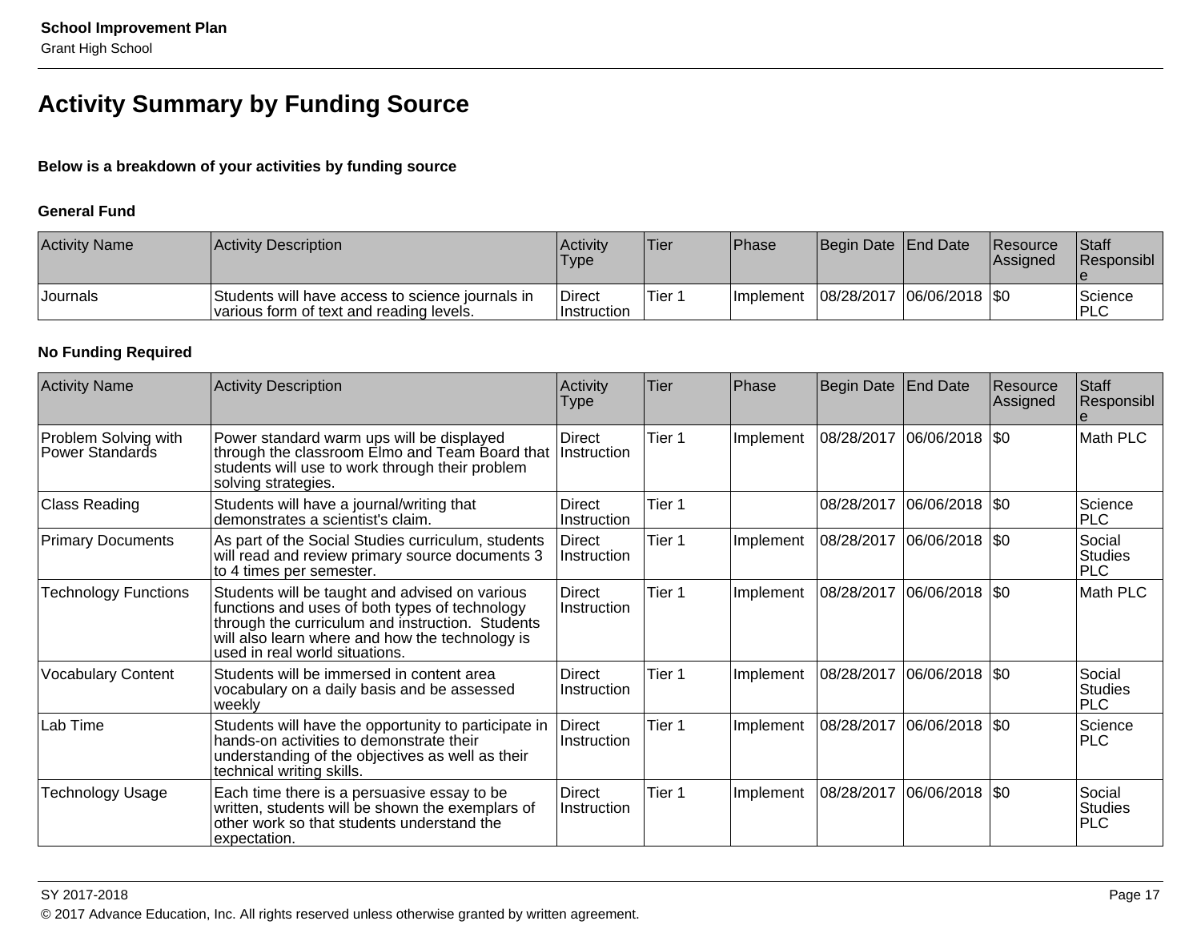## Activity Summary by Funding Source

**Below is a breakdown of your activities by funding source**

### General Fund

| Activity Name | Activity Description | Activity Type | Tier | Phase | Begin Date | End Date | Resource Assigned | Staff Responsible |
|---|---|---|---|---|---|---|---|---|
| Journals | Students will have access to science journals in various form of text and reading levels. | Direct Instruction | Tier 1 | Implement | 08/28/2017 | 06/06/2018 | $0 | Science PLC |

### No Funding Required

| Activity Name | Activity Description | Activity Type | Tier | Phase | Begin Date | End Date | Resource Assigned | Staff Responsible |
|---|---|---|---|---|---|---|---|---|
| Problem Solving with Power Standards | Power standard warm ups will be displayed through the classroom Elmo and Team Board that students will use to work through their problem solving strategies. | Direct Instruction | Tier 1 | Implement | 08/28/2017 | 06/06/2018 | $0 | Math PLC |
| Class Reading | Students will have a journal/writing that demonstrates a scientist's claim. | Direct Instruction | Tier 1 | | 08/28/2017 | 06/06/2018 | $0 | Science PLC |
| Primary Documents | As part of the Social Studies curriculum, students will read and review primary source documents 3 to 4 times per semester. | Direct Instruction | Tier 1 | Implement | 08/28/2017 | 06/06/2018 | $0 | Social Studies PLC |
| Technology Functions | Students will be taught and advised on various functions and uses of both types of technology through the curriculum and instruction. Students will also learn where and how the technology is used in real world situations. | Direct Instruction | Tier 1 | Implement | 08/28/2017 | 06/06/2018 | $0 | Math PLC |
| Vocabulary Content | Students will be immersed in content area vocabulary on a daily basis and be assessed weekly | Direct Instruction | Tier 1 | Implement | 08/28/2017 | 06/06/2018 | $0 | Social Studies PLC |
| Lab Time | Students will have the opportunity to participate in hands-on activities to demonstrate their understanding of the objectives as well as their technical writing skills. | Direct Instruction | Tier 1 | Implement | 08/28/2017 | 06/06/2018 | $0 | Science PLC |
| Technology Usage | Each time there is a persuasive essay to be written, students will be shown the exemplars of other work so that students understand the expectation. | Direct Instruction | Tier 1 | Implement | 08/28/2017 | 06/06/2018 | $0 | Social Studies PLC |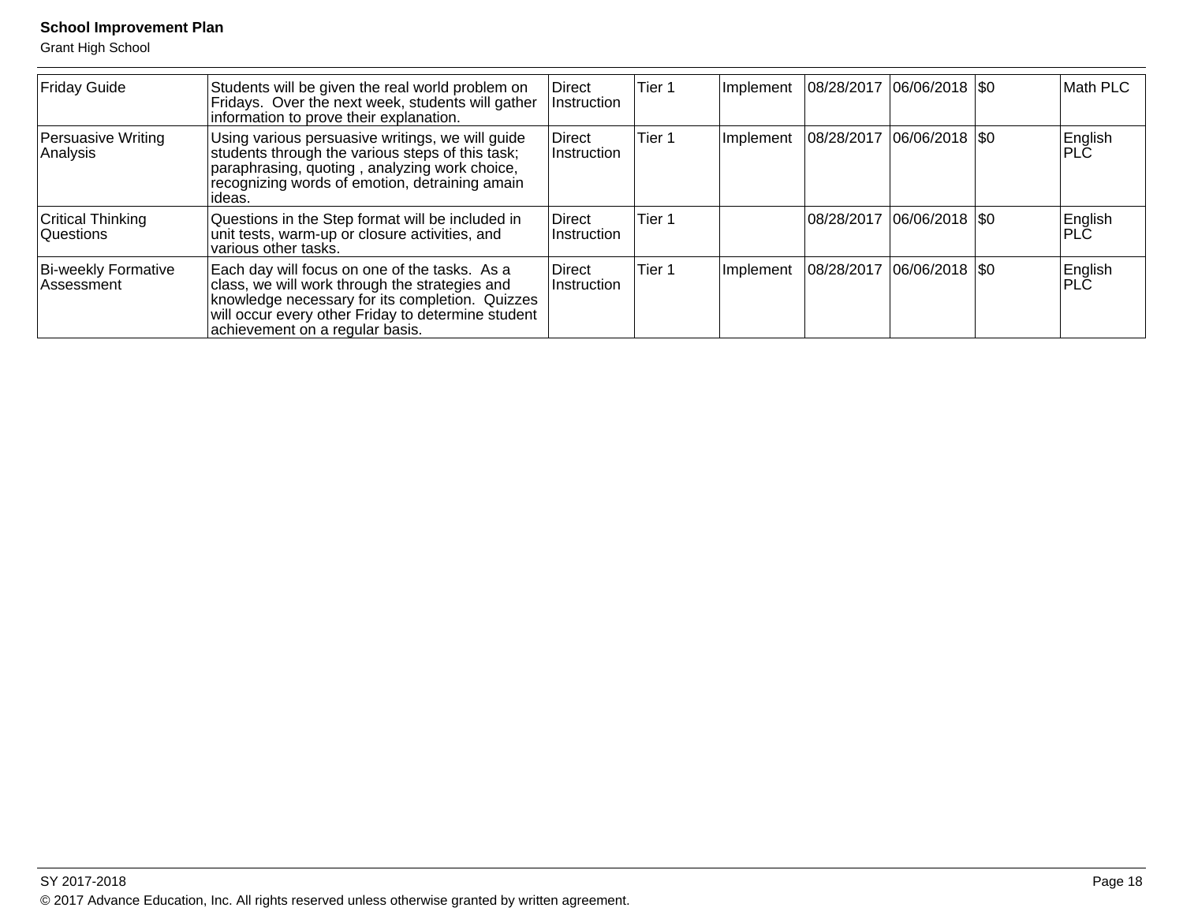| | | | | | | | | |
|---|---|---|---|---|---|---|---|---|
| Friday Guide | Students will be given the real world problem on Fridays. Over the next week, students will gather information to prove their explanation. | Direct Instruction | Tier 1 | Implement | 08/28/2017 | 06/06/2018 | $0 | Math PLC |
| Persuasive Writing Analysis | Using various persuasive writings, we will guide students through the various steps of this task; paraphrasing, quoting , analyzing work choice, recognizing words of emotion, detraining amain ideas. | Direct Instruction | Tier 1 | Implement | 08/28/2017 | 06/06/2018 | $0 | English PLC |
| Critical Thinking Questions | Questions in the Step format will be included in unit tests, warm-up or closure activities, and various other tasks. | Direct Instruction | Tier 1 | | 08/28/2017 | 06/06/2018 | $0 | English PLC |
| Bi-weekly Formative Assessment | Each day will focus on one of the tasks. As a class, we will work through the strategies and knowledge necessary for its completion. Quizzes will occur every other Friday to determine student achievement on a regular basis. | Direct Instruction | Tier 1 | Implement | 08/28/2017 | 06/06/2018 | $0 | English PLC |